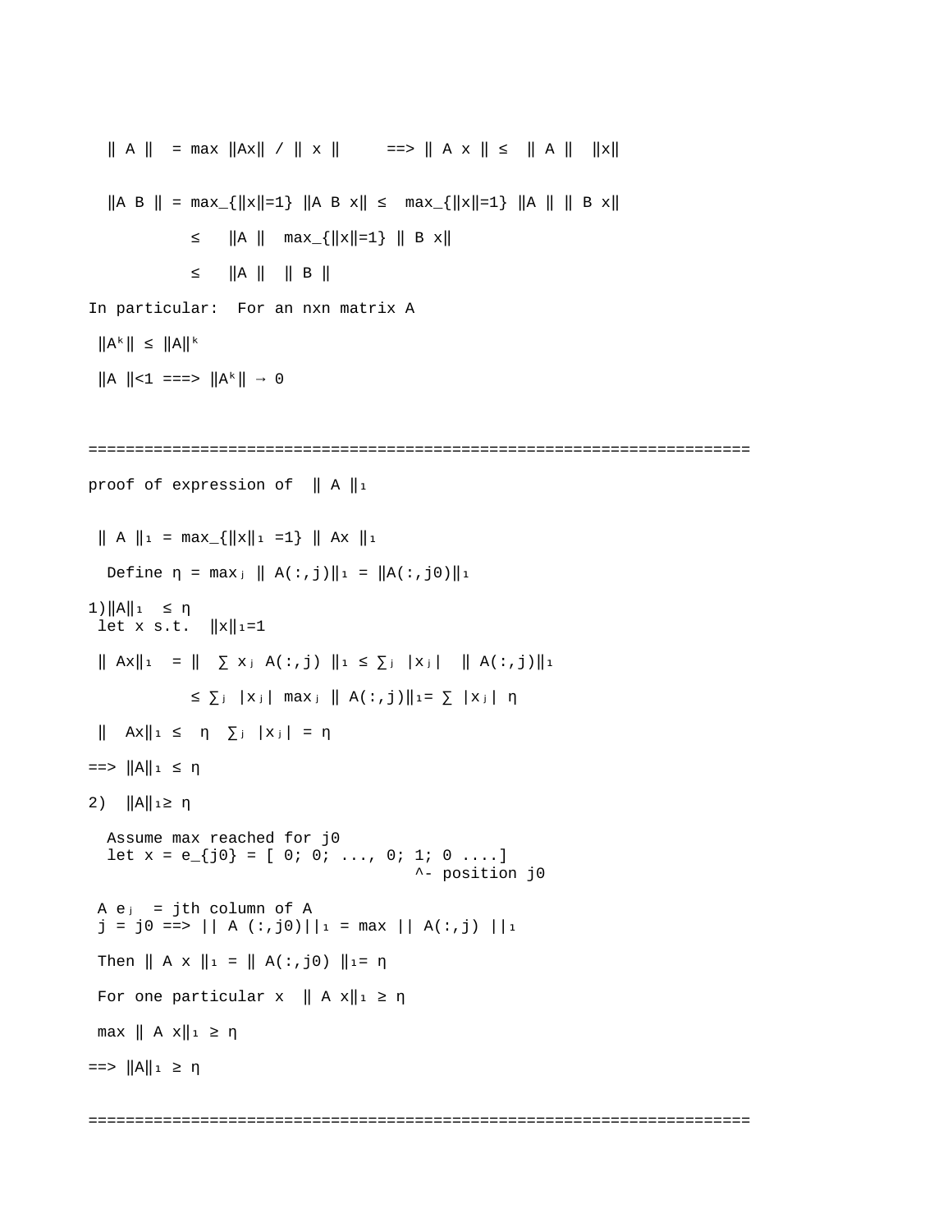$\| A \| = \max \|Ax\| / \| x \|$ ==> $\| A x \| \leq \| A \| \|x\|$

$\|A B \| = \max_{\|x\|=1} \|A B x\| \leq \max_{\|x\|=1} \|A \| \| B x\|$

$\leq \|A \| \max_{\|x\|=1} \| B x\|$

$\leq \|A \| \| B \|$

In particular: For an nxn matrix A

$\|A^k\| \leq \|A\|^k$

$\|A \|<1$ ===> $\|A^k\| \to 0$

=======================================================================

proof of expression of $\| A \|_1$

$\| A \|_1 = \max_{\|x\|_1 =1} \| Ax \|_1$

Define $\eta = \max_j \| A(:,j)\|_1 = \|A(:,j0)\|_1$

1) $\|A\|_1 \leq \eta$

let x s.t. $\|x\|_1=1$

$\| Ax\|_1 = \| \sum x_j A(:,j) \|_1 \leq \sum_j |x_j| \| A(:,j)\|_1$

$\leq \sum_j |x_j| \max_j \| A(:,j)\|_1 = \sum |x_j| \eta$

$\| Ax\|_1 \leq \eta \sum_j |x_j| = \eta$

==> $\|A\|_1 \leq \eta$

2) $\|A\|_1 \geq \eta$

Assume max reached for j0

let x = e_{j0} = [ 0; 0; ..., 0; 1; 0 ....]

```
                                     ^- position j0
```

$A e_j$ = jth column of A

$j = j0$ ==> $|| A (:,j0)||_1 = \max || A(:,j) ||_1$

Then $\| A x \|_1 = \| A(:,j0) \|_1 = \eta$

For one particular x $\| A x\|_1 \geq \eta$

$\max \| A x\|_1 \geq \eta$

==> $\|A\|_1 \geq \eta$

=======================================================================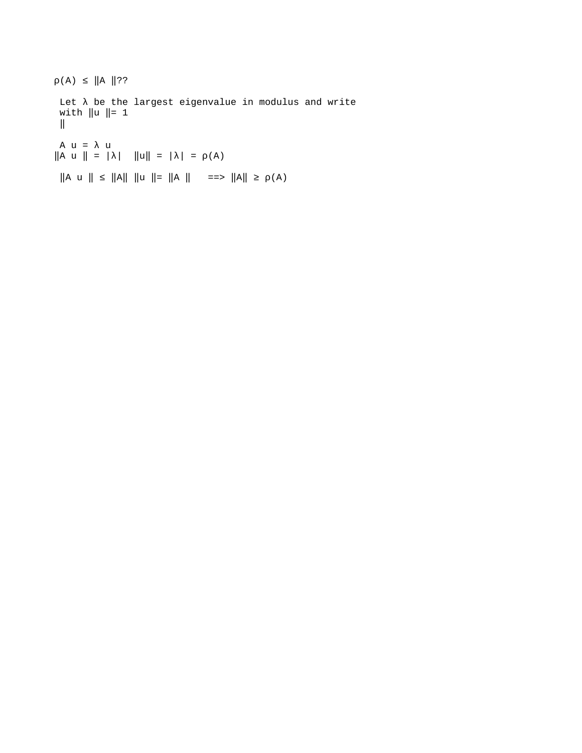$\rho(A) \leq \|A\|$??

Let $\lambda$ be the largest eigenvalue in modulus and write with $\|u\| = 1$

$\|$

$A u = \lambda u$

$\|A u\| = |\lambda| \ \|u\| = |\lambda| = \rho(A)$

$\|A u\| \leq \|A\| \ \|u\| = \|A\| \quad \Longrightarrow \|A\| \geq \rho(A)$